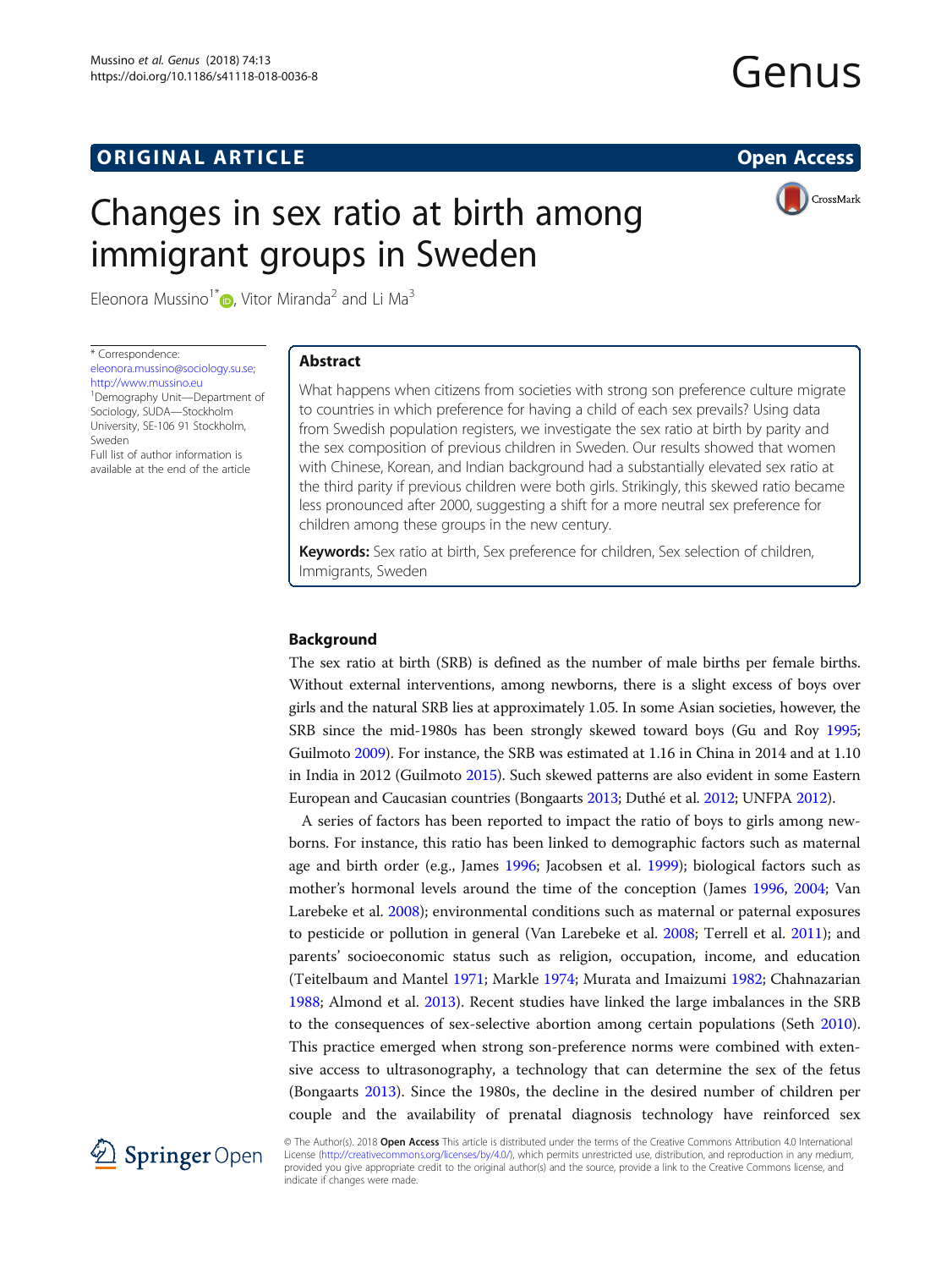ORIGINAL ARTICLE

Open Access

# Changes in sex ratio at birth among immigrant groups in Sweden

Eleonora Mussino[1*], Vitor Miranda[2] and Li Ma[3]

\* Correspondence: eleonora.mussino@sociology.su.se; http://www.mussino.eu
[1]Demography Unit—Department of Sociology, SUDA—Stockholm University, SE-106 91 Stockholm, Sweden
Full list of author information is available at the end of the article

## Abstract

What happens when citizens from societies with strong son preference culture migrate to countries in which preference for having a child of each sex prevails? Using data from Swedish population registers, we investigate the sex ratio at birth by parity and the sex composition of previous children in Sweden. Our results showed that women with Chinese, Korean, and Indian background had a substantially elevated sex ratio at the third parity if previous children were both girls. Strikingly, this skewed ratio became less pronounced after 2000, suggesting a shift for a more neutral sex preference for children among these groups in the new century.

**Keywords:** Sex ratio at birth, Sex preference for children, Sex selection of children, Immigrants, Sweden

## Background

The sex ratio at birth (SRB) is defined as the number of male births per female births. Without external interventions, among newborns, there is a slight excess of boys over girls and the natural SRB lies at approximately 1.05. In some Asian societies, however, the SRB since the mid-1980s has been strongly skewed toward boys (Gu and Roy 1995; Guilmoto 2009). For instance, the SRB was estimated at 1.16 in China in 2014 and at 1.10 in India in 2012 (Guilmoto 2015). Such skewed patterns are also evident in some Eastern European and Caucasian countries (Bongaarts 2013; Duthé et al. 2012; UNFPA 2012).

A series of factors has been reported to impact the ratio of boys to girls among newborns. For instance, this ratio has been linked to demographic factors such as maternal age and birth order (e.g., James 1996; Jacobsen et al. 1999); biological factors such as mother's hormonal levels around the time of the conception (James 1996, 2004; Van Larebeke et al. 2008); environmental conditions such as maternal or paternal exposures to pesticide or pollution in general (Van Larebeke et al. 2008; Terrell et al. 2011); and parents' socioeconomic status such as religion, occupation, income, and education (Teitelbaum and Mantel 1971; Markle 1974; Murata and Imaizumi 1982; Chahnazarian 1988; Almond et al. 2013). Recent studies have linked the large imbalances in the SRB to the consequences of sex-selective abortion among certain populations (Seth 2010). This practice emerged when strong son-preference norms were combined with extensive access to ultrasonography, a technology that can determine the sex of the fetus (Bongaarts 2013). Since the 1980s, the decline in the desired number of children per couple and the availability of prenatal diagnosis technology have reinforced sex

© The Author(s). 2018 **Open Access** This article is distributed under the terms of the Creative Commons Attribution 4.0 International License (http://creativecommons.org/licenses/by/4.0/), which permits unrestricted use, distribution, and reproduction in any medium, provided you give appropriate credit to the original author(s) and the source, provide a link to the Creative Commons license, and indicate if changes were made.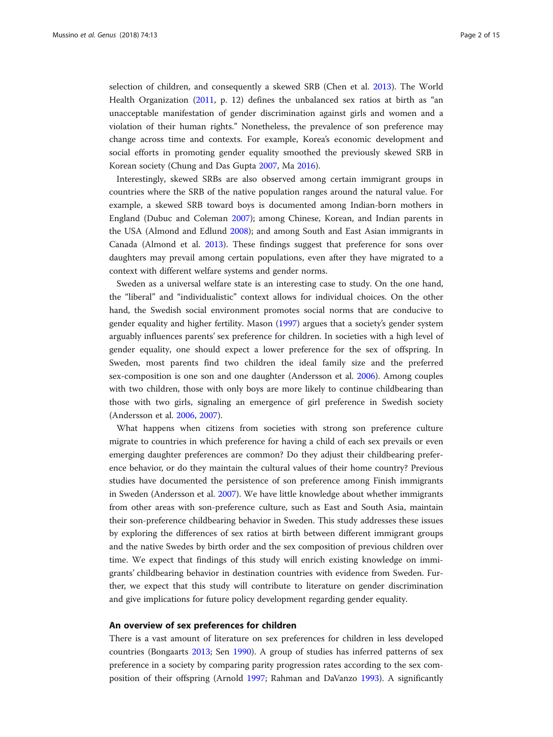selection of children, and consequently a skewed SRB (Chen et al. 2013). The World Health Organization (2011, p. 12) defines the unbalanced sex ratios at birth as "an unacceptable manifestation of gender discrimination against girls and women and a violation of their human rights." Nonetheless, the prevalence of son preference may change across time and contexts. For example, Korea's economic development and social efforts in promoting gender equality smoothed the previously skewed SRB in Korean society (Chung and Das Gupta 2007, Ma 2016).

Interestingly, skewed SRBs are also observed among certain immigrant groups in countries where the SRB of the native population ranges around the natural value. For example, a skewed SRB toward boys is documented among Indian-born mothers in England (Dubuc and Coleman 2007); among Chinese, Korean, and Indian parents in the USA (Almond and Edlund 2008); and among South and East Asian immigrants in Canada (Almond et al. 2013). These findings suggest that preference for sons over daughters may prevail among certain populations, even after they have migrated to a context with different welfare systems and gender norms.

Sweden as a universal welfare state is an interesting case to study. On the one hand, the "liberal" and "individualistic" context allows for individual choices. On the other hand, the Swedish social environment promotes social norms that are conducive to gender equality and higher fertility. Mason (1997) argues that a society's gender system arguably influences parents' sex preference for children. In societies with a high level of gender equality, one should expect a lower preference for the sex of offspring. In Sweden, most parents find two children the ideal family size and the preferred sex-composition is one son and one daughter (Andersson et al. 2006). Among couples with two children, those with only boys are more likely to continue childbearing than those with two girls, signaling an emergence of girl preference in Swedish society (Andersson et al. 2006, 2007).

What happens when citizens from societies with strong son preference culture migrate to countries in which preference for having a child of each sex prevails or even emerging daughter preferences are common? Do they adjust their childbearing preference behavior, or do they maintain the cultural values of their home country? Previous studies have documented the persistence of son preference among Finish immigrants in Sweden (Andersson et al. 2007). We have little knowledge about whether immigrants from other areas with son-preference culture, such as East and South Asia, maintain their son-preference childbearing behavior in Sweden. This study addresses these issues by exploring the differences of sex ratios at birth between different immigrant groups and the native Swedes by birth order and the sex composition of previous children over time. We expect that findings of this study will enrich existing knowledge on immigrants' childbearing behavior in destination countries with evidence from Sweden. Further, we expect that this study will contribute to literature on gender discrimination and give implications for future policy development regarding gender equality.

## An overview of sex preferences for children

There is a vast amount of literature on sex preferences for children in less developed countries (Bongaarts 2013; Sen 1990). A group of studies has inferred patterns of sex preference in a society by comparing parity progression rates according to the sex composition of their offspring (Arnold 1997; Rahman and DaVanzo 1993). A significantly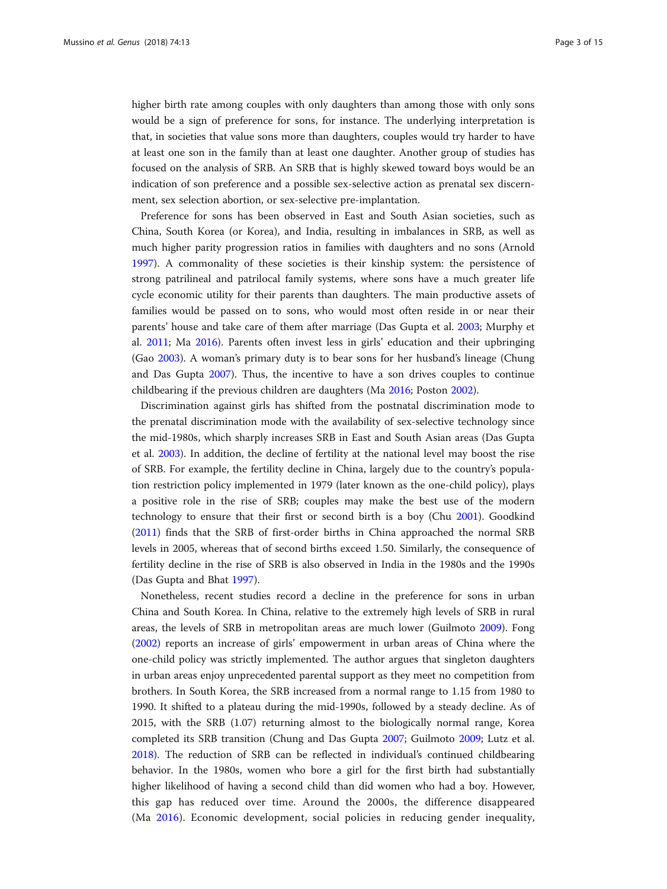higher birth rate among couples with only daughters than among those with only sons would be a sign of preference for sons, for instance. The underlying interpretation is that, in societies that value sons more than daughters, couples would try harder to have at least one son in the family than at least one daughter. Another group of studies has focused on the analysis of SRB. An SRB that is highly skewed toward boys would be an indication of son preference and a possible sex-selective action as prenatal sex discernment, sex selection abortion, or sex-selective pre-implantation.

Preference for sons has been observed in East and South Asian societies, such as China, South Korea (or Korea), and India, resulting in imbalances in SRB, as well as much higher parity progression ratios in families with daughters and no sons (Arnold 1997). A commonality of these societies is their kinship system: the persistence of strong patrilineal and patrilocal family systems, where sons have a much greater life cycle economic utility for their parents than daughters. The main productive assets of families would be passed on to sons, who would most often reside in or near their parents' house and take care of them after marriage (Das Gupta et al. 2003; Murphy et al. 2011; Ma 2016). Parents often invest less in girls' education and their upbringing (Gao 2003). A woman's primary duty is to bear sons for her husband's lineage (Chung and Das Gupta 2007). Thus, the incentive to have a son drives couples to continue childbearing if the previous children are daughters (Ma 2016; Poston 2002).

Discrimination against girls has shifted from the postnatal discrimination mode to the prenatal discrimination mode with the availability of sex-selective technology since the mid-1980s, which sharply increases SRB in East and South Asian areas (Das Gupta et al. 2003). In addition, the decline of fertility at the national level may boost the rise of SRB. For example, the fertility decline in China, largely due to the country's population restriction policy implemented in 1979 (later known as the one-child policy), plays a positive role in the rise of SRB; couples may make the best use of the modern technology to ensure that their first or second birth is a boy (Chu 2001). Goodkind (2011) finds that the SRB of first-order births in China approached the normal SRB levels in 2005, whereas that of second births exceed 1.50. Similarly, the consequence of fertility decline in the rise of SRB is also observed in India in the 1980s and the 1990s (Das Gupta and Bhat 1997).

Nonetheless, recent studies record a decline in the preference for sons in urban China and South Korea. In China, relative to the extremely high levels of SRB in rural areas, the levels of SRB in metropolitan areas are much lower (Guilmoto 2009). Fong (2002) reports an increase of girls' empowerment in urban areas of China where the one-child policy was strictly implemented. The author argues that singleton daughters in urban areas enjoy unprecedented parental support as they meet no competition from brothers. In South Korea, the SRB increased from a normal range to 1.15 from 1980 to 1990. It shifted to a plateau during the mid-1990s, followed by a steady decline. As of 2015, with the SRB (1.07) returning almost to the biologically normal range, Korea completed its SRB transition (Chung and Das Gupta 2007; Guilmoto 2009; Lutz et al. 2018). The reduction of SRB can be reflected in individual's continued childbearing behavior. In the 1980s, women who bore a girl for the first birth had substantially higher likelihood of having a second child than did women who had a boy. However, this gap has reduced over time. Around the 2000s, the difference disappeared (Ma 2016). Economic development, social policies in reducing gender inequality,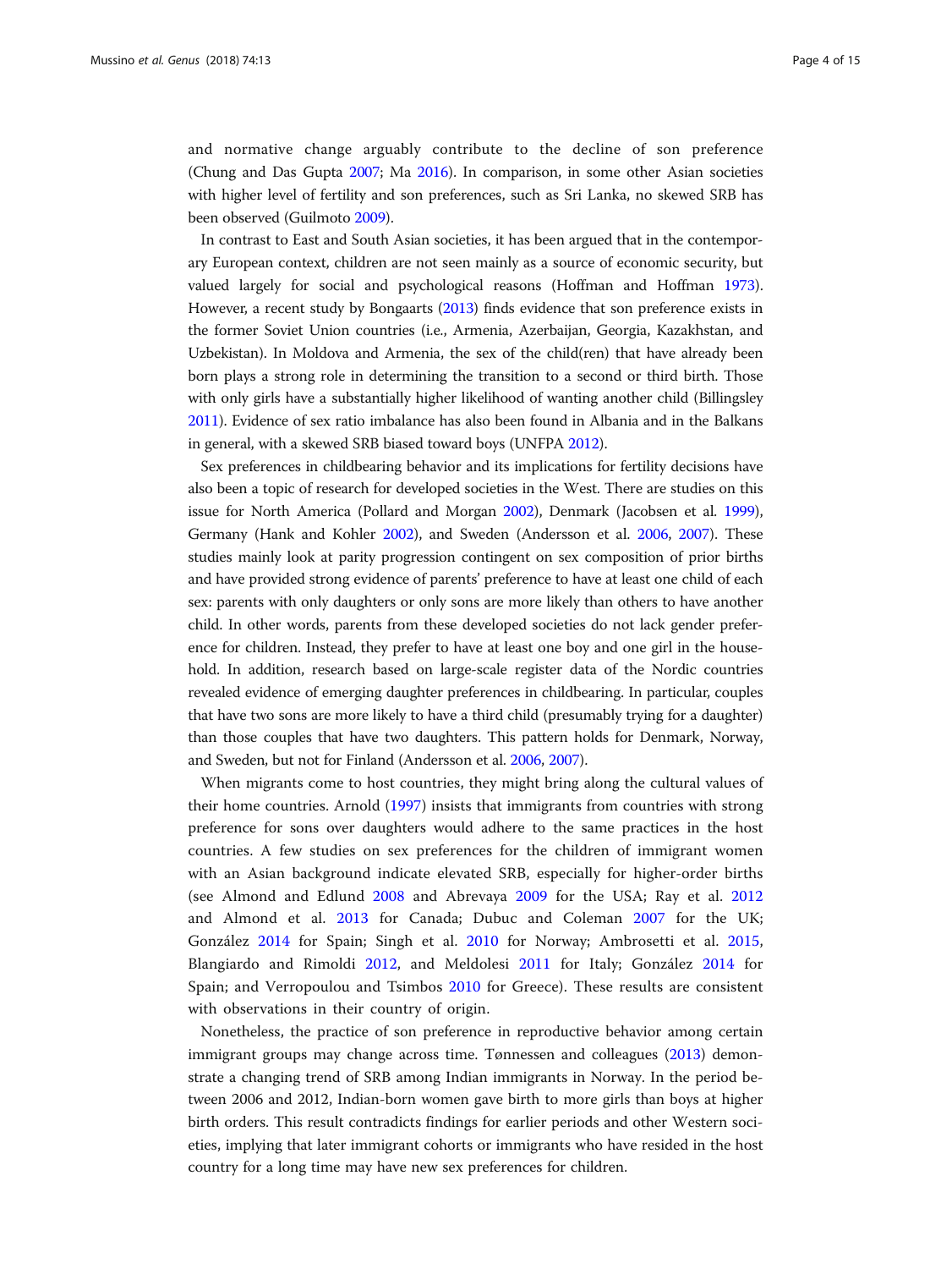and normative change arguably contribute to the decline of son preference (Chung and Das Gupta 2007; Ma 2016). In comparison, in some other Asian societies with higher level of fertility and son preferences, such as Sri Lanka, no skewed SRB has been observed (Guilmoto 2009).

In contrast to East and South Asian societies, it has been argued that in the contemporary European context, children are not seen mainly as a source of economic security, but valued largely for social and psychological reasons (Hoffman and Hoffman 1973). However, a recent study by Bongaarts (2013) finds evidence that son preference exists in the former Soviet Union countries (i.e., Armenia, Azerbaijan, Georgia, Kazakhstan, and Uzbekistan). In Moldova and Armenia, the sex of the child(ren) that have already been born plays a strong role in determining the transition to a second or third birth. Those with only girls have a substantially higher likelihood of wanting another child (Billingsley 2011). Evidence of sex ratio imbalance has also been found in Albania and in the Balkans in general, with a skewed SRB biased toward boys (UNFPA 2012).

Sex preferences in childbearing behavior and its implications for fertility decisions have also been a topic of research for developed societies in the West. There are studies on this issue for North America (Pollard and Morgan 2002), Denmark (Jacobsen et al. 1999), Germany (Hank and Kohler 2002), and Sweden (Andersson et al. 2006, 2007). These studies mainly look at parity progression contingent on sex composition of prior births and have provided strong evidence of parents' preference to have at least one child of each sex: parents with only daughters or only sons are more likely than others to have another child. In other words, parents from these developed societies do not lack gender preference for children. Instead, they prefer to have at least one boy and one girl in the household. In addition, research based on large-scale register data of the Nordic countries revealed evidence of emerging daughter preferences in childbearing. In particular, couples that have two sons are more likely to have a third child (presumably trying for a daughter) than those couples that have two daughters. This pattern holds for Denmark, Norway, and Sweden, but not for Finland (Andersson et al. 2006, 2007).

When migrants come to host countries, they might bring along the cultural values of their home countries. Arnold (1997) insists that immigrants from countries with strong preference for sons over daughters would adhere to the same practices in the host countries. A few studies on sex preferences for the children of immigrant women with an Asian background indicate elevated SRB, especially for higher-order births (see Almond and Edlund 2008 and Abrevaya 2009 for the USA; Ray et al. 2012 and Almond et al. 2013 for Canada; Dubuc and Coleman 2007 for the UK; González 2014 for Spain; Singh et al. 2010 for Norway; Ambrosetti et al. 2015, Blangiardo and Rimoldi 2012, and Meldolesi 2011 for Italy; González 2014 for Spain; and Verropoulou and Tsimbos 2010 for Greece). These results are consistent with observations in their country of origin.

Nonetheless, the practice of son preference in reproductive behavior among certain immigrant groups may change across time. Tønnessen and colleagues (2013) demonstrate a changing trend of SRB among Indian immigrants in Norway. In the period between 2006 and 2012, Indian-born women gave birth to more girls than boys at higher birth orders. This result contradicts findings for earlier periods and other Western societies, implying that later immigrant cohorts or immigrants who have resided in the host country for a long time may have new sex preferences for children.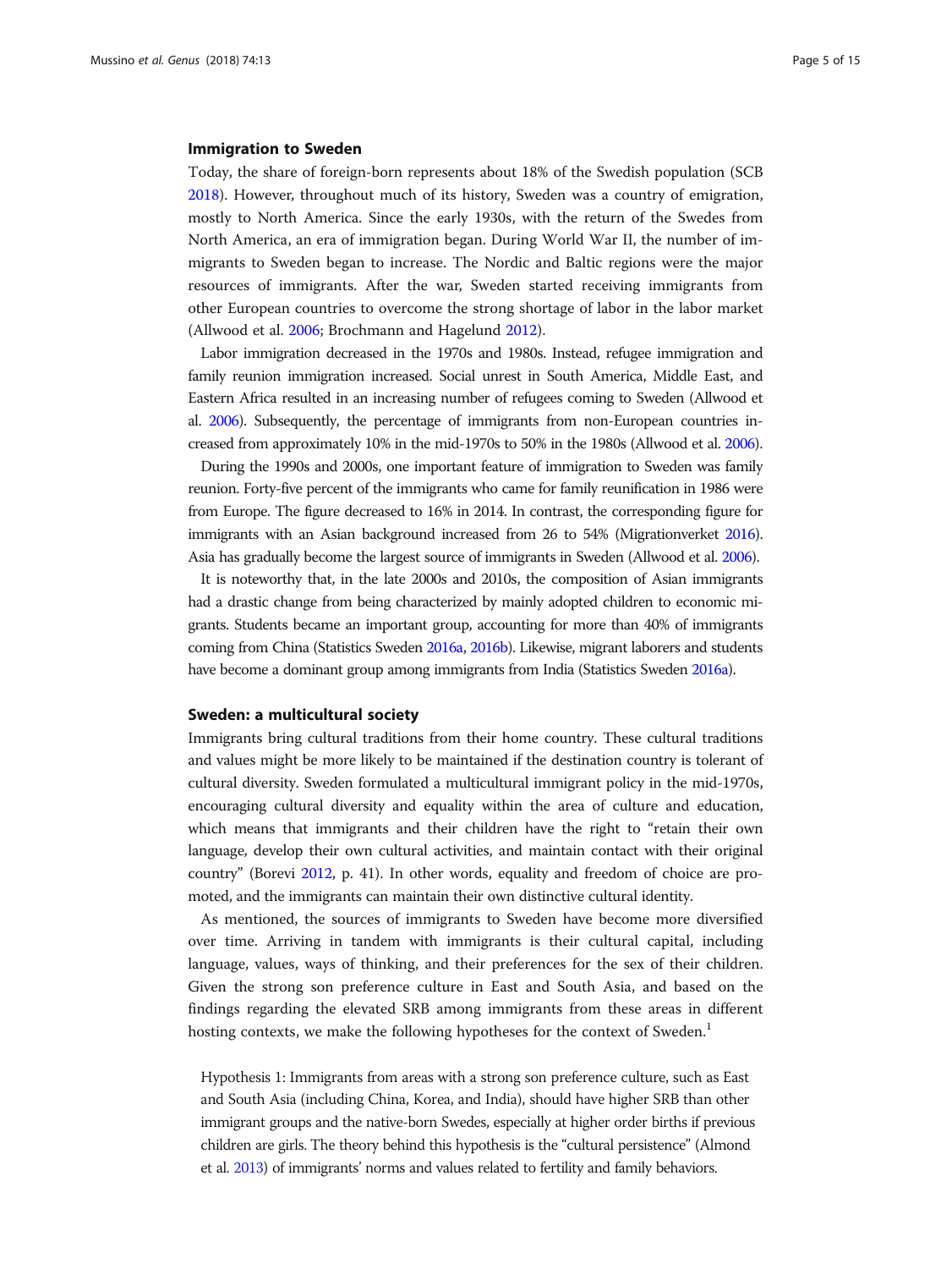### Immigration to Sweden

Today, the share of foreign-born represents about 18% of the Swedish population (SCB 2018). However, throughout much of its history, Sweden was a country of emigration, mostly to North America. Since the early 1930s, with the return of the Swedes from North America, an era of immigration began. During World War II, the number of immigrants to Sweden began to increase. The Nordic and Baltic regions were the major resources of immigrants. After the war, Sweden started receiving immigrants from other European countries to overcome the strong shortage of labor in the labor market (Allwood et al. 2006; Brochmann and Hagelund 2012).

Labor immigration decreased in the 1970s and 1980s. Instead, refugee immigration and family reunion immigration increased. Social unrest in South America, Middle East, and Eastern Africa resulted in an increasing number of refugees coming to Sweden (Allwood et al. 2006). Subsequently, the percentage of immigrants from non-European countries increased from approximately 10% in the mid-1970s to 50% in the 1980s (Allwood et al. 2006).

During the 1990s and 2000s, one important feature of immigration to Sweden was family reunion. Forty-five percent of the immigrants who came for family reunification in 1986 were from Europe. The figure decreased to 16% in 2014. In contrast, the corresponding figure for immigrants with an Asian background increased from 26 to 54% (Migrationverket 2016). Asia has gradually become the largest source of immigrants in Sweden (Allwood et al. 2006).

It is noteworthy that, in the late 2000s and 2010s, the composition of Asian immigrants had a drastic change from being characterized by mainly adopted children to economic migrants. Students became an important group, accounting for more than 40% of immigrants coming from China (Statistics Sweden 2016a, 2016b). Likewise, migrant laborers and students have become a dominant group among immigrants from India (Statistics Sweden 2016a).

### Sweden: a multicultural society

Immigrants bring cultural traditions from their home country. These cultural traditions and values might be more likely to be maintained if the destination country is tolerant of cultural diversity. Sweden formulated a multicultural immigrant policy in the mid-1970s, encouraging cultural diversity and equality within the area of culture and education, which means that immigrants and their children have the right to "retain their own language, develop their own cultural activities, and maintain contact with their original country" (Borevi 2012, p. 41). In other words, equality and freedom of choice are promoted, and the immigrants can maintain their own distinctive cultural identity.

As mentioned, the sources of immigrants to Sweden have become more diversified over time. Arriving in tandem with immigrants is their cultural capital, including language, values, ways of thinking, and their preferences for the sex of their children. Given the strong son preference culture in East and South Asia, and based on the findings regarding the elevated SRB among immigrants from these areas in different hosting contexts, we make the following hypotheses for the context of Sweden.[1]

Hypothesis 1: Immigrants from areas with a strong son preference culture, such as East and South Asia (including China, Korea, and India), should have higher SRB than other immigrant groups and the native-born Swedes, especially at higher order births if previous children are girls. The theory behind this hypothesis is the "cultural persistence" (Almond et al. 2013) of immigrants' norms and values related to fertility and family behaviors.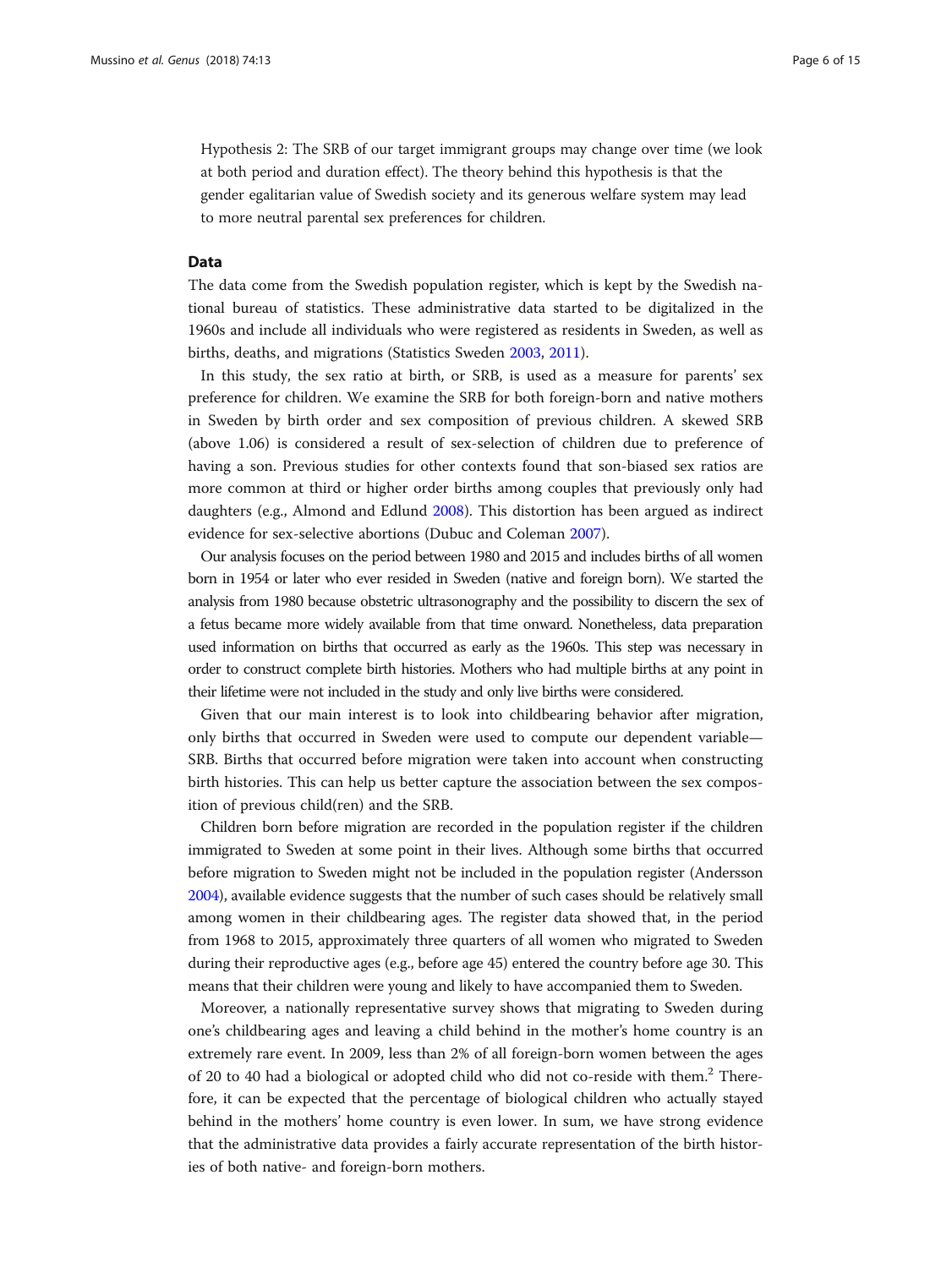Hypothesis 2: The SRB of our target immigrant groups may change over time (we look at both period and duration effect). The theory behind this hypothesis is that the gender egalitarian value of Swedish society and its generous welfare system may lead to more neutral parental sex preferences for children.

## Data

The data come from the Swedish population register, which is kept by the Swedish national bureau of statistics. These administrative data started to be digitalized in the 1960s and include all individuals who were registered as residents in Sweden, as well as births, deaths, and migrations (Statistics Sweden 2003, 2011).

In this study, the sex ratio at birth, or SRB, is used as a measure for parents' sex preference for children. We examine the SRB for both foreign-born and native mothers in Sweden by birth order and sex composition of previous children. A skewed SRB (above 1.06) is considered a result of sex-selection of children due to preference of having a son. Previous studies for other contexts found that son-biased sex ratios are more common at third or higher order births among couples that previously only had daughters (e.g., Almond and Edlund 2008). This distortion has been argued as indirect evidence for sex-selective abortions (Dubuc and Coleman 2007).

Our analysis focuses on the period between 1980 and 2015 and includes births of all women born in 1954 or later who ever resided in Sweden (native and foreign born). We started the analysis from 1980 because obstetric ultrasonography and the possibility to discern the sex of a fetus became more widely available from that time onward. Nonetheless, data preparation used information on births that occurred as early as the 1960s. This step was necessary in order to construct complete birth histories. Mothers who had multiple births at any point in their lifetime were not included in the study and only live births were considered.

Given that our main interest is to look into childbearing behavior after migration, only births that occurred in Sweden were used to compute our dependent variable—SRB. Births that occurred before migration were taken into account when constructing birth histories. This can help us better capture the association between the sex composition of previous child(ren) and the SRB.

Children born before migration are recorded in the population register if the children immigrated to Sweden at some point in their lives. Although some births that occurred before migration to Sweden might not be included in the population register (Andersson 2004), available evidence suggests that the number of such cases should be relatively small among women in their childbearing ages. The register data showed that, in the period from 1968 to 2015, approximately three quarters of all women who migrated to Sweden during their reproductive ages (e.g., before age 45) entered the country before age 30. This means that their children were young and likely to have accompanied them to Sweden.

Moreover, a nationally representative survey shows that migrating to Sweden during one's childbearing ages and leaving a child behind in the mother's home country is an extremely rare event. In 2009, less than 2% of all foreign-born women between the ages of 20 to 40 had a biological or adopted child who did not co-reside with them.[2] Therefore, it can be expected that the percentage of biological children who actually stayed behind in the mothers' home country is even lower. In sum, we have strong evidence that the administrative data provides a fairly accurate representation of the birth histories of both native- and foreign-born mothers.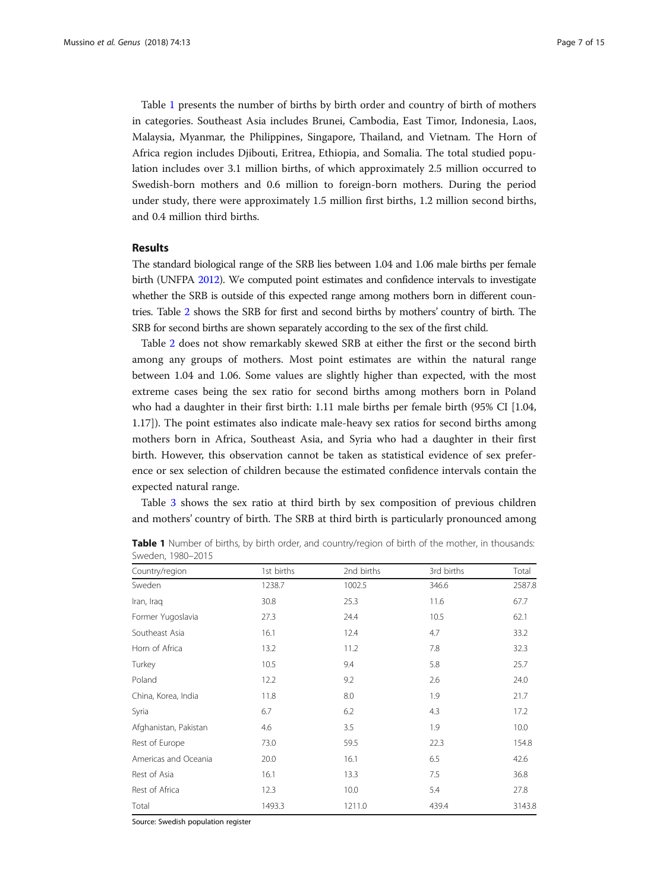Table 1 presents the number of births by birth order and country of birth of mothers in categories. Southeast Asia includes Brunei, Cambodia, East Timor, Indonesia, Laos, Malaysia, Myanmar, the Philippines, Singapore, Thailand, and Vietnam. The Horn of Africa region includes Djibouti, Eritrea, Ethiopia, and Somalia. The total studied population includes over 3.1 million births, of which approximately 2.5 million occurred to Swedish-born mothers and 0.6 million to foreign-born mothers. During the period under study, there were approximately 1.5 million first births, 1.2 million second births, and 0.4 million third births.

## Results

The standard biological range of the SRB lies between 1.04 and 1.06 male births per female birth (UNFPA 2012). We computed point estimates and confidence intervals to investigate whether the SRB is outside of this expected range among mothers born in different countries. Table 2 shows the SRB for first and second births by mothers' country of birth. The SRB for second births are shown separately according to the sex of the first child.

Table 2 does not show remarkably skewed SRB at either the first or the second birth among any groups of mothers. Most point estimates are within the natural range between 1.04 and 1.06. Some values are slightly higher than expected, with the most extreme cases being the sex ratio for second births among mothers born in Poland who had a daughter in their first birth: 1.11 male births per female birth (95% CI [1.04, 1.17]). The point estimates also indicate male-heavy sex ratios for second births among mothers born in Africa, Southeast Asia, and Syria who had a daughter in their first birth. However, this observation cannot be taken as statistical evidence of sex preference or sex selection of children because the estimated confidence intervals contain the expected natural range.

Table 3 shows the sex ratio at third birth by sex composition of previous children and mothers' country of birth. The SRB at third birth is particularly pronounced among

**Table 1** Number of births, by birth order, and country/region of birth of the mother, in thousands: Sweden, 1980–2015

| Country/region | 1st births | 2nd births | 3rd births | Total |
|---|---|---|---|---|
| Sweden | 1238.7 | 1002.5 | 346.6 | 2587.8 |
| Iran, Iraq | 30.8 | 25.3 | 11.6 | 67.7 |
| Former Yugoslavia | 27.3 | 24.4 | 10.5 | 62.1 |
| Southeast Asia | 16.1 | 12.4 | 4.7 | 33.2 |
| Horn of Africa | 13.2 | 11.2 | 7.8 | 32.3 |
| Turkey | 10.5 | 9.4 | 5.8 | 25.7 |
| Poland | 12.2 | 9.2 | 2.6 | 24.0 |
| China, Korea, India | 11.8 | 8.0 | 1.9 | 21.7 |
| Syria | 6.7 | 6.2 | 4.3 | 17.2 |
| Afghanistan, Pakistan | 4.6 | 3.5 | 1.9 | 10.0 |
| Rest of Europe | 73.0 | 59.5 | 22.3 | 154.8 |
| Americas and Oceania | 20.0 | 16.1 | 6.5 | 42.6 |
| Rest of Asia | 16.1 | 13.3 | 7.5 | 36.8 |
| Rest of Africa | 12.3 | 10.0 | 5.4 | 27.8 |
| Total | 1493.3 | 1211.0 | 439.4 | 3143.8 |

Source: Swedish population register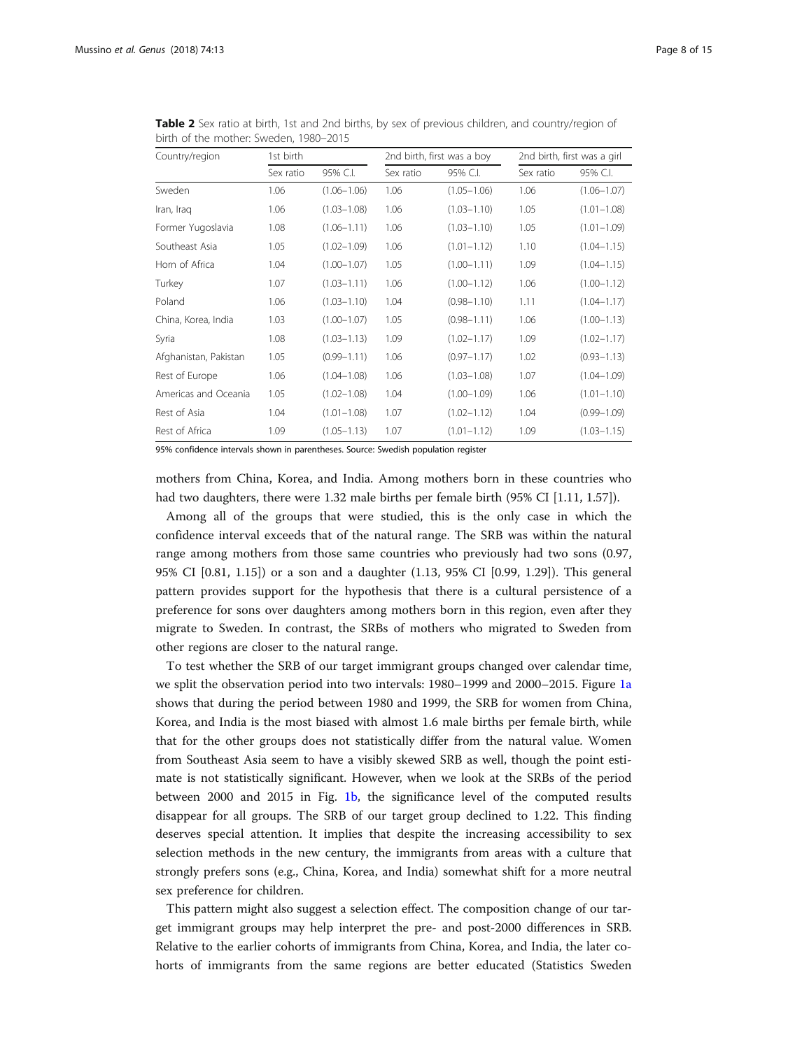**Table 2** Sex ratio at birth, 1st and 2nd births, by sex of previous children, and country/region of birth of the mother: Sweden, 1980–2015

| Country/region | 1st birth | | 2nd birth, first was a boy | | 2nd birth, first was a girl | |
|---|---|---|---|---|---|---|
| | Sex ratio | 95% C.I. | Sex ratio | 95% C.I. | Sex ratio | 95% C.I. |
| Sweden | 1.06 | (1.06–1.06) | 1.06 | (1.05–1.06) | 1.06 | (1.06–1.07) |
| Iran, Iraq | 1.06 | (1.03–1.08) | 1.06 | (1.03–1.10) | 1.05 | (1.01–1.08) |
| Former Yugoslavia | 1.08 | (1.06–1.11) | 1.06 | (1.03–1.10) | 1.05 | (1.01–1.09) |
| Southeast Asia | 1.05 | (1.02–1.09) | 1.06 | (1.01–1.12) | 1.10 | (1.04–1.15) |
| Horn of Africa | 1.04 | (1.00–1.07) | 1.05 | (1.00–1.11) | 1.09 | (1.04–1.15) |
| Turkey | 1.07 | (1.03–1.11) | 1.06 | (1.00–1.12) | 1.06 | (1.00–1.12) |
| Poland | 1.06 | (1.03–1.10) | 1.04 | (0.98–1.10) | 1.11 | (1.04–1.17) |
| China, Korea, India | 1.03 | (1.00–1.07) | 1.05 | (0.98–1.11) | 1.06 | (1.00–1.13) |
| Syria | 1.08 | (1.03–1.13) | 1.09 | (1.02–1.17) | 1.09 | (1.02–1.17) |
| Afghanistan, Pakistan | 1.05 | (0.99–1.11) | 1.06 | (0.97–1.17) | 1.02 | (0.93–1.13) |
| Rest of Europe | 1.06 | (1.04–1.08) | 1.06 | (1.03–1.08) | 1.07 | (1.04–1.09) |
| Americas and Oceania | 1.05 | (1.02–1.08) | 1.04 | (1.00–1.09) | 1.06 | (1.01–1.10) |
| Rest of Asia | 1.04 | (1.01–1.08) | 1.07 | (1.02–1.12) | 1.04 | (0.99–1.09) |
| Rest of Africa | 1.09 | (1.05–1.13) | 1.07 | (1.01–1.12) | 1.09 | (1.03–1.15) |

95% confidence intervals shown in parentheses. Source: Swedish population register

mothers from China, Korea, and India. Among mothers born in these countries who had two daughters, there were 1.32 male births per female birth (95% CI [1.11, 1.57]).

Among all of the groups that were studied, this is the only case in which the confidence interval exceeds that of the natural range. The SRB was within the natural range among mothers from those same countries who previously had two sons (0.97, 95% CI [0.81, 1.15]) or a son and a daughter (1.13, 95% CI [0.99, 1.29]). This general pattern provides support for the hypothesis that there is a cultural persistence of a preference for sons over daughters among mothers born in this region, even after they migrate to Sweden. In contrast, the SRBs of mothers who migrated to Sweden from other regions are closer to the natural range.

To test whether the SRB of our target immigrant groups changed over calendar time, we split the observation period into two intervals: 1980–1999 and 2000–2015. Figure 1a shows that during the period between 1980 and 1999, the SRB for women from China, Korea, and India is the most biased with almost 1.6 male births per female birth, while that for the other groups does not statistically differ from the natural value. Women from Southeast Asia seem to have a visibly skewed SRB as well, though the point estimate is not statistically significant. However, when we look at the SRBs of the period between 2000 and 2015 in Fig. 1b, the significance level of the computed results disappear for all groups. The SRB of our target group declined to 1.22. This finding deserves special attention. It implies that despite the increasing accessibility to sex selection methods in the new century, the immigrants from areas with a culture that strongly prefers sons (e.g., China, Korea, and India) somewhat shift for a more neutral sex preference for children.

This pattern might also suggest a selection effect. The composition change of our target immigrant groups may help interpret the pre- and post-2000 differences in SRB. Relative to the earlier cohorts of immigrants from China, Korea, and India, the later cohorts of immigrants from the same regions are better educated (Statistics Sweden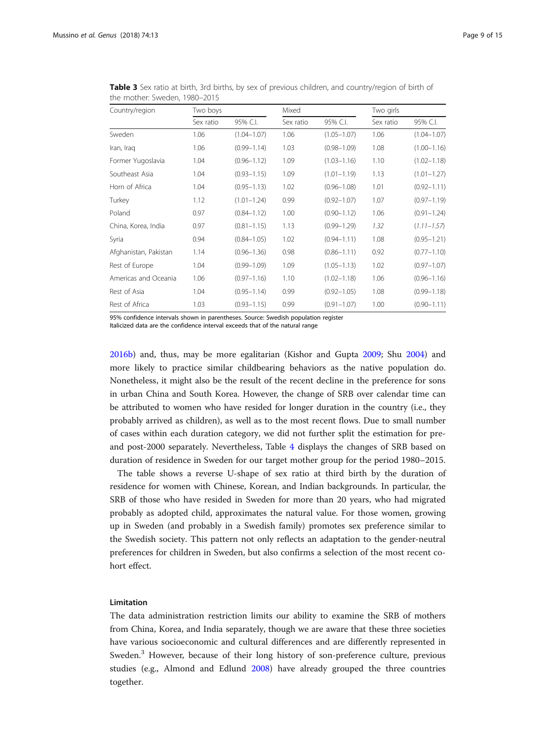**Table 3** Sex ratio at birth, 3rd births, by sex of previous children, and country/region of birth of the mother: Sweden, 1980–2015

| Country/region | Two boys | | Mixed | | Two girls | |
|---|---|---|---|---|---|---|
| | Sex ratio | 95% C.I. | Sex ratio | 95% C.I. | Sex ratio | 95% C.I. |
| Sweden | 1.06 | (1.04–1.07) | 1.06 | (1.05–1.07) | 1.06 | (1.04–1.07) |
| Iran, Iraq | 1.06 | (0.99–1.14) | 1.03 | (0.98–1.09) | 1.08 | (1.00–1.16) |
| Former Yugoslavia | 1.04 | (0.96–1.12) | 1.09 | (1.03–1.16) | 1.10 | (1.02–1.18) |
| Southeast Asia | 1.04 | (0.93–1.15) | 1.09 | (1.01–1.19) | 1.13 | (1.01–1.27) |
| Horn of Africa | 1.04 | (0.95–1.13) | 1.02 | (0.96–1.08) | 1.01 | (0.92–1.11) |
| Turkey | 1.12 | (1.01–1.24) | 0.99 | (0.92–1.07) | 1.07 | (0.97–1.19) |
| Poland | 0.97 | (0.84–1.12) | 1.00 | (0.90–1.12) | 1.06 | (0.91–1.24) |
| China, Korea, India | 0.97 | (0.81–1.15) | 1.13 | (0.99–1.29) | *1.32* | *(1.11–1.57)* |
| Syria | 0.94 | (0.84–1.05) | 1.02 | (0.94–1.11) | 1.08 | (0.95–1.21) |
| Afghanistan, Pakistan | 1.14 | (0.96–1.36) | 0.98 | (0.86–1.11) | 0.92 | (0.77–1.10) |
| Rest of Europe | 1.04 | (0.99–1.09) | 1.09 | (1.05–1.13) | 1.02 | (0.97–1.07) |
| Americas and Oceania | 1.06 | (0.97–1.16) | 1.10 | (1.02–1.18) | 1.06 | (0.96–1.16) |
| Rest of Asia | 1.04 | (0.95–1.14) | 0.99 | (0.92–1.05) | 1.08 | (0.99–1.18) |
| Rest of Africa | 1.03 | (0.93–1.15) | 0.99 | (0.91–1.07) | 1.00 | (0.90–1.11) |

95% confidence intervals shown in parentheses. Source: Swedish population register
Italicized data are the confidence interval exceeds that of the natural range

2016b) and, thus, may be more egalitarian (Kishor and Gupta 2009; Shu 2004) and more likely to practice similar childbearing behaviors as the native population do. Nonetheless, it might also be the result of the recent decline in the preference for sons in urban China and South Korea. However, the change of SRB over calendar time can be attributed to women who have resided for longer duration in the country (i.e., they probably arrived as children), as well as to the most recent flows. Due to small number of cases within each duration category, we did not further split the estimation for pre- and post-2000 separately. Nevertheless, Table 4 displays the changes of SRB based on duration of residence in Sweden for our target mother group for the period 1980–2015.

The table shows a reverse U-shape of sex ratio at third birth by the duration of residence for women with Chinese, Korean, and Indian backgrounds. In particular, the SRB of those who have resided in Sweden for more than 20 years, who had migrated probably as adopted child, approximates the natural value. For those women, growing up in Sweden (and probably in a Swedish family) promotes sex preference similar to the Swedish society. This pattern not only reflects an adaptation to the gender-neutral preferences for children in Sweden, but also confirms a selection of the most recent cohort effect.

### Limitation

The data administration restriction limits our ability to examine the SRB of mothers from China, Korea, and India separately, though we are aware that these three societies have various socioeconomic and cultural differences and are differently represented in Sweden.[3] However, because of their long history of son-preference culture, previous studies (e.g., Almond and Edlund 2008) have already grouped the three countries together.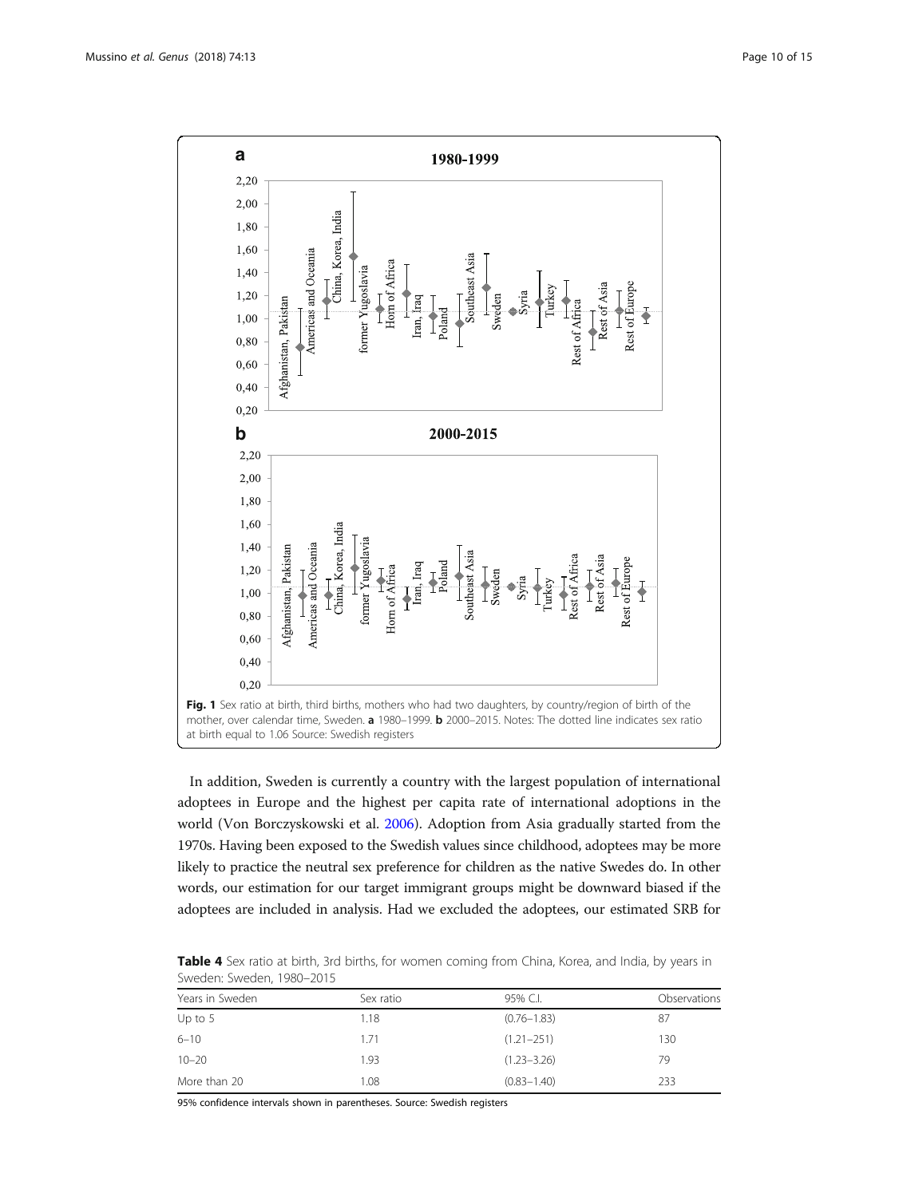**Fig. 1** Sex ratio at birth, third births, mothers who had two daughters, by country/region of birth of the mother, over calendar time, Sweden. **a** 1980–1999. **b** 2000–2015. Notes: The dotted line indicates sex ratio at birth equal to 1.06 Source: Swedish registers

In addition, Sweden is currently a country with the largest population of international adoptees in Europe and the highest per capita rate of international adoptions in the world (Von Borczyskowski et al. 2006). Adoption from Asia gradually started from the 1970s. Having been exposed to the Swedish values since childhood, adoptees may be more likely to practice the neutral sex preference for children as the native Swedes do. In other words, our estimation for our target immigrant groups might be downward biased if the adoptees are included in analysis. Had we excluded the adoptees, our estimated SRB for

**Table 4** Sex ratio at birth, 3rd births, for women coming from China, Korea, and India, by years in Sweden: Sweden, 1980–2015

| Years in Sweden | Sex ratio | 95% C.I. | Observations |
|---|---|---|---|
| Up to 5 | 1.18 | (0.76–1.83) | 87 |
| 6–10 | 1.71 | (1.21–251) | 130 |
| 10–20 | 1.93 | (1.23–3.26) | 79 |
| More than 20 | 1.08 | (0.83–1.40) | 233 |

95% confidence intervals shown in parentheses. Source: Swedish registers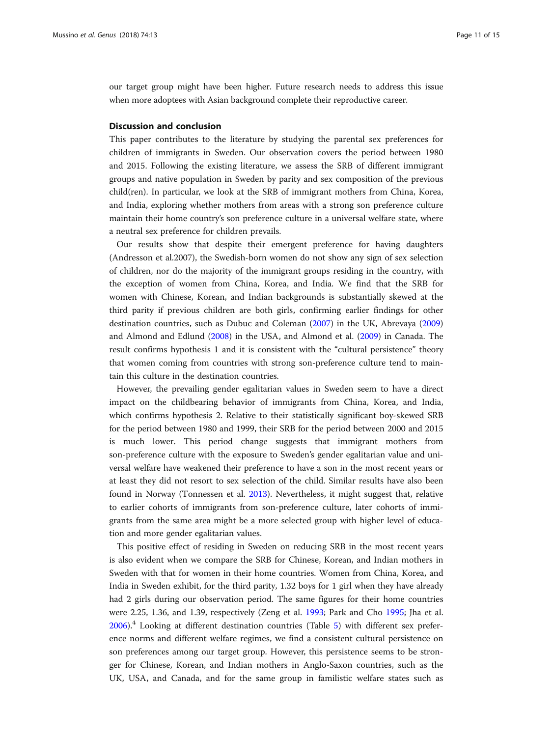our target group might have been higher. Future research needs to address this issue when more adoptees with Asian background complete their reproductive career.

## Discussion and conclusion

This paper contributes to the literature by studying the parental sex preferences for children of immigrants in Sweden. Our observation covers the period between 1980 and 2015. Following the existing literature, we assess the SRB of different immigrant groups and native population in Sweden by parity and sex composition of the previous child(ren). In particular, we look at the SRB of immigrant mothers from China, Korea, and India, exploring whether mothers from areas with a strong son preference culture maintain their home country's son preference culture in a universal welfare state, where a neutral sex preference for children prevails.

Our results show that despite their emergent preference for having daughters (Andresson et al.2007), the Swedish-born women do not show any sign of sex selection of children, nor do the majority of the immigrant groups residing in the country, with the exception of women from China, Korea, and India. We find that the SRB for women with Chinese, Korean, and Indian backgrounds is substantially skewed at the third parity if previous children are both girls, confirming earlier findings for other destination countries, such as Dubuc and Coleman (2007) in the UK, Abrevaya (2009) and Almond and Edlund (2008) in the USA, and Almond et al. (2009) in Canada. The result confirms hypothesis 1 and it is consistent with the "cultural persistence" theory that women coming from countries with strong son-preference culture tend to maintain this culture in the destination countries.

However, the prevailing gender egalitarian values in Sweden seem to have a direct impact on the childbearing behavior of immigrants from China, Korea, and India, which confirms hypothesis 2. Relative to their statistically significant boy-skewed SRB for the period between 1980 and 1999, their SRB for the period between 2000 and 2015 is much lower. This period change suggests that immigrant mothers from son-preference culture with the exposure to Sweden's gender egalitarian value and universal welfare have weakened their preference to have a son in the most recent years or at least they did not resort to sex selection of the child. Similar results have also been found in Norway (Tonnessen et al. 2013). Nevertheless, it might suggest that, relative to earlier cohorts of immigrants from son-preference culture, later cohorts of immigrants from the same area might be a more selected group with higher level of education and more gender egalitarian values.

This positive effect of residing in Sweden on reducing SRB in the most recent years is also evident when we compare the SRB for Chinese, Korean, and Indian mothers in Sweden with that for women in their home countries. Women from China, Korea, and India in Sweden exhibit, for the third parity, 1.32 boys for 1 girl when they have already had 2 girls during our observation period. The same figures for their home countries were 2.25, 1.36, and 1.39, respectively (Zeng et al. 1993; Park and Cho 1995; Jha et al. 2006).[4] Looking at different destination countries (Table 5) with different sex preference norms and different welfare regimes, we find a consistent cultural persistence on son preferences among our target group. However, this persistence seems to be stronger for Chinese, Korean, and Indian mothers in Anglo-Saxon countries, such as the UK, USA, and Canada, and for the same group in familistic welfare states such as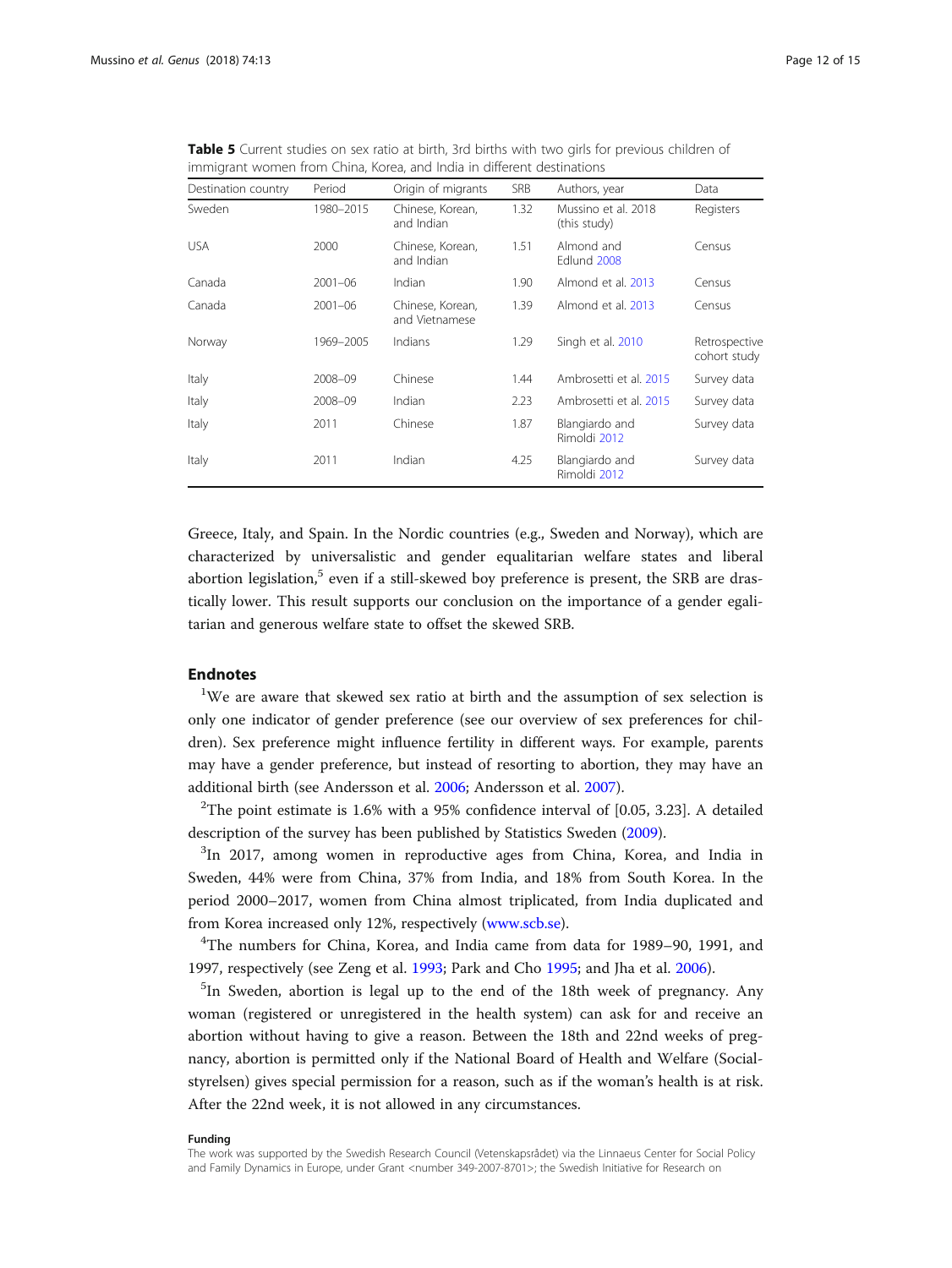**Table 5** Current studies on sex ratio at birth, 3rd births with two girls for previous children of immigrant women from China, Korea, and India in different destinations

| Destination country | Period | Origin of migrants | SRB | Authors, year | Data |
|---|---|---|---|---|---|
| Sweden | 1980–2015 | Chinese, Korean, and Indian | 1.32 | Mussino et al. 2018 (this study) | Registers |
| USA | 2000 | Chinese, Korean, and Indian | 1.51 | Almond and Edlund 2008 | Census |
| Canada | 2001–06 | Indian | 1.90 | Almond et al. 2013 | Census |
| Canada | 2001–06 | Chinese, Korean, and Vietnamese | 1.39 | Almond et al. 2013 | Census |
| Norway | 1969–2005 | Indians | 1.29 | Singh et al. 2010 | Retrospective cohort study |
| Italy | 2008–09 | Chinese | 1.44 | Ambrosetti et al. 2015 | Survey data |
| Italy | 2008–09 | Indian | 2.23 | Ambrosetti et al. 2015 | Survey data |
| Italy | 2011 | Chinese | 1.87 | Blangiardo and Rimoldi 2012 | Survey data |
| Italy | 2011 | Indian | 4.25 | Blangiardo and Rimoldi 2012 | Survey data |

Greece, Italy, and Spain. In the Nordic countries (e.g., Sweden and Norway), which are characterized by universalistic and gender equalitarian welfare states and liberal abortion legislation,[5] even if a still-skewed boy preference is present, the SRB are drastically lower. This result supports our conclusion on the importance of a gender egalitarian and generous welfare state to offset the skewed SRB.

## Endnotes

[1]We are aware that skewed sex ratio at birth and the assumption of sex selection is only one indicator of gender preference (see our overview of sex preferences for children). Sex preference might influence fertility in different ways. For example, parents may have a gender preference, but instead of resorting to abortion, they may have an additional birth (see Andersson et al. 2006; Andersson et al. 2007).

[2]The point estimate is 1.6% with a 95% confidence interval of [0.05, 3.23]. A detailed description of the survey has been published by Statistics Sweden (2009).

[3]In 2017, among women in reproductive ages from China, Korea, and India in Sweden, 44% were from China, 37% from India, and 18% from South Korea. In the period 2000–2017, women from China almost triplicated, from India duplicated and from Korea increased only 12%, respectively (www.scb.se).

[4]The numbers for China, Korea, and India came from data for 1989–90, 1991, and 1997, respectively (see Zeng et al. 1993; Park and Cho 1995; and Jha et al. 2006).

[5]In Sweden, abortion is legal up to the end of the 18th week of pregnancy. Any woman (registered or unregistered in the health system) can ask for and receive an abortion without having to give a reason. Between the 18th and 22nd weeks of pregnancy, abortion is permitted only if the National Board of Health and Welfare (Socialstyrelsen) gives special permission for a reason, such as if the woman's health is at risk. After the 22nd week, it is not allowed in any circumstances.

#### Funding

The work was supported by the Swedish Research Council (Vetenskapsrådet) via the Linnaeus Center for Social Policy and Family Dynamics in Europe, under Grant <number 349-2007-8701>; the Swedish Initiative for Research on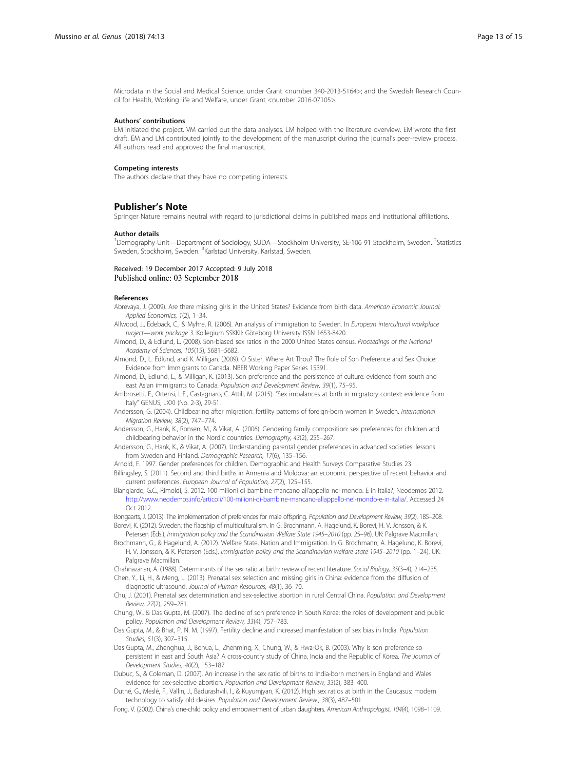Microdata in the Social and Medical Science, under Grant <number 340-2013-5164>; and the Swedish Research Council for Health, Working life and Welfare, under Grant <number 2016-07105>.

### Authors' contributions

EM initiated the project. VM carried out the data analyses. LM helped with the literature overview. EM wrote the first draft. EM and LM contributed jointly to the development of the manuscript during the journal's peer-review process. All authors read and approved the final manuscript.

### Competing interests

The authors declare that they have no competing interests.

## Publisher's Note

Springer Nature remains neutral with regard to jurisdictional claims in published maps and institutional affiliations.

### Author details

[1]Demography Unit—Department of Sociology, SUDA—Stockholm University, SE-106 91 Stockholm, Sweden. [2]Statistics Sweden, Stockholm, Sweden. [3]Karlstad University, Karlstad, Sweden.

Received: 19 December 2017 Accepted: 9 July 2018
Published online: 03 September 2018

### References

Abrevaya, J. (2009). Are there missing girls in the United States? Evidence from birth data. *American Economic Journal: Applied Economics, 1*(2), 1–34.

Allwood, J., Edebäck, C., & Myhre, R. (2006). An analysis of immigration to Sweden. In *European intercultural workplace project—work package 3*. Kollegium SSKKII: Göteborg University ISSN 1653-8420.

Almond, D., & Edlund, L. (2008). Son-biased sex ratios in the 2000 United States census. *Proceedings of the National Academy of Sciences, 105*(15), 5681–5682.

Almond, D., L. Edlund, and K. Milligan. (2009). O Sister, Where Art Thou? The Role of Son Preference and Sex Choice: Evidence from Immigrants to Canada. NBER Working Paper Series 15391.

Almond, D., Edlund, L., & Milligan, K. (2013). Son preference and the persistence of culture: evidence from south and east Asian immigrants to Canada. *Population and Development Review, 39*(1), 75–95.

Ambrosetti, E., Ortensi, L.E., Castagnaro, C. Attili, M. (2015). "Sex imbalances at birth in migratory context: evidence from Italy" GENUS, LXXI (No. 2-3), 29-51.

Andersson, G. (2004). Childbearing after migration: fertility patterns of foreign-born women in Sweden. *International Migration Review, 38*(2), 747–774.

Andersson, G., Hank, K., Ronsen, M., & Vikat, A. (2006). Gendering family composition: sex preferences for children and childbearing behavior in the Nordic countries. *Demography, 43*(2), 255–267.

Andersson, G., Hank, K., & Vikat, A. (2007). Understanding parental gender preferences in advanced societies: lessons from Sweden and Finland. *Demographic Research, 17*(6), 135–156.

Arnold, F. 1997. Gender preferences for children. Demographic and Health Surveys Comparative Studies 23.

Billingsley, S. (2011). Second and third births in Armenia and Moldova: an economic perspective of recent behavior and current preferences. *European Journal of Population, 27*(2), 125–155.

Blangiardo, G.C., Rimoldi, S. 2012. 100 milioni di bambine mancano all'appello nel mondo. E in Italia?, Neodemos 2012. http://www.neodemos.info/articoli/100-milioni-di-bambine-mancano-allappello-nel-mondo-e-in-italia/. Accessed 24 Oct 2012.

Bongaarts, J. (2013). The implementation of preferences for male offspring. *Population and Development Review, 39*(2), 185–208.

Borevi, K. (2012). Sweden: the flagship of multiculturalism. In G. Brochmann, A. Hagelund, K. Borevi, H. V. Jonsson, & K. Petersen (Eds.), *Immigration policy and the Scandinavian Welfare State 1945–2010* (pp. 25–96). UK: Palgrave Macmillan.

Brochmann, G., & Hagelund, A. (2012). Welfare State, Nation and Immigration. In G. Brochmann, A. Hagelund, K. Borevi, H. V. Jonsson, & K. Petersen (Eds.), *Immigration policy and the Scandinavian welfare state 1945–2010* (pp. 1–24). UK: Palgrave Macmillan.

Chahnazarian, A. (1988). Determinants of the sex ratio at birth: review of recent literature. *Social Biology, 35*(3–4), 214–235.

Chen, Y., Li, H., & Meng, L. (2013). Prenatal sex selection and missing girls in China: evidence from the diffusion of diagnostic ultrasound. *Journal of Human Resources, 48*(1), 36–70.

Chu, J. (2001). Prenatal sex determination and sex-selective abortion in rural Central China. *Population and Development Review, 27*(2), 259–281.

Chung, W., & Das Gupta, M. (2007). The decline of son preference in South Korea: the roles of development and public policy. *Population and Development Review, 33*(4), 757–783.

Das Gupta, M., & Bhat, P. N. M. (1997). Fertility decline and increased manifestation of sex bias in India. *Population Studies, 51*(3), 307–315.

Das Gupta, M., Zhenghua, J., Bohua, L., Zhenming, X., Chung, W., & Hwa-Ok, B. (2003). Why is son preference so persistent in east and South Asia? A cross-country study of China, India and the Republic of Korea. *The Journal of Development Studies, 40*(2), 153–187.

Dubuc, S., & Coleman, D. (2007). An increase in the sex ratio of births to India-born mothers in England and Wales: evidence for sex-selective abortion. *Population and Development Review, 33*(2), 383–400.

Duthé, G., Meslé, F., Vallin, J., Badurashvili, I., & Kuyumjyan, K. (2012). High sex ratios at birth in the Caucasus: modern technology to satisfy old desires. *Population and Development Review., 38*(3), 487–501.

Fong, V. (2002). China's one-child policy and empowerment of urban daughters. *American Anthropologist, 104*(4), 1098–1109.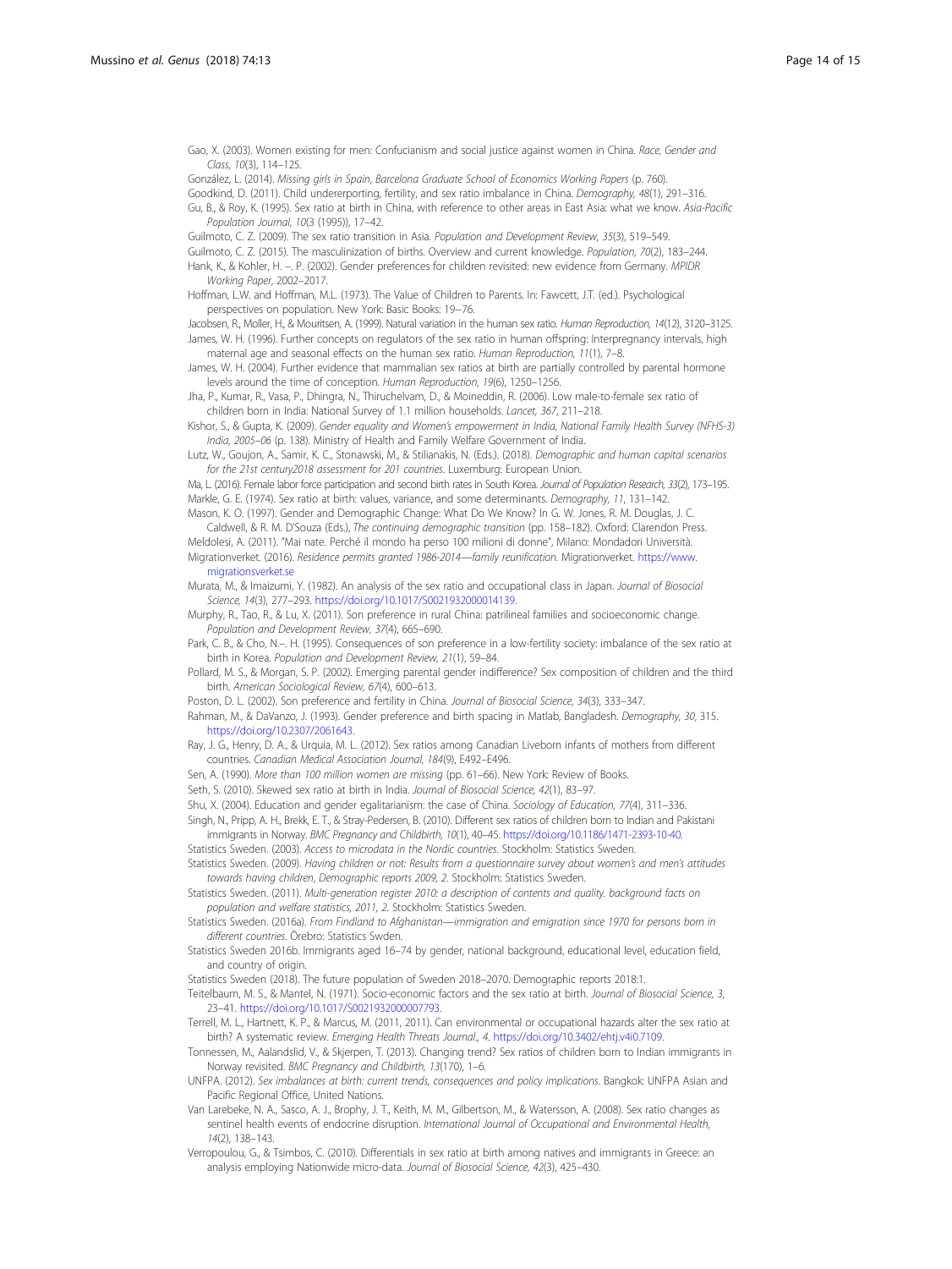Gao, X. (2003). Women existing for men: Confucianism and social justice against women in China. *Race, Gender and Class, 10*(3), 114–125.

González, L. (2014). *Missing girls in Spain, Barcelona Graduate School of Economics Working Papers* (p. 760).

Goodkind, D. (2011). Child underreporting, fertility, and sex ratio imbalance in China. *Demography, 48*(1), 291–316.

Gu, B., & Roy, K. (1995). Sex ratio at birth in China, with reference to other areas in East Asia: what we know. *Asia-Pacific Population Journal, 10*(3 (1995)), 17–42.

Guilmoto, C. Z. (2009). The sex ratio transition in Asia. *Population and Development Review, 35*(3), 519–549.

Guilmoto, C. Z. (2015). The masculinization of births. Overview and current knowledge. *Population, 70*(2), 183–244.

Hank, K., & Kohler, H. –. P. (2002). Gender preferences for children revisited: new evidence from Germany. *MPIDR Working Paper*, 2002–2017.

Hoffman, L.W. and Hoffman, M.L. (1973). The Value of Children to Parents. In: Fawcett, J.T. (ed.). Psychological perspectives on population. New York: Basic Books: 19–76.

Jacobsen, R., Moller, H., & Mouritsen, A. (1999). Natural variation in the human sex ratio. *Human Reproduction, 14*(12), 3120–3125.

James, W. H. (1996). Further concepts on regulators of the sex ratio in human offspring: Interpregnancy intervals, high maternal age and seasonal effects on the human sex ratio. *Human Reproduction, 11*(1), 7–8.

James, W. H. (2004). Further evidence that mammalian sex ratios at birth are partially controlled by parental hormone levels around the time of conception. *Human Reproduction, 19*(6), 1250–1256.

Jha, P., Kumar, R., Vasa, P., Dhingra, N., Thiruchelvam, D., & Moineddin, R. (2006). Low male-to-female sex ratio of children born in India: National Survey of 1.1 million households. *Lancet, 367*, 211–218.

Kishor, S., & Gupta, K. (2009). *Gender equality and Women's empowerment in India, National Family Health Survey (NFHS-3) India, 2005–06* (p. 138). Ministry of Health and Family Welfare Government of India.

Lutz, W., Goujon, A., Samir, K. C., Stonawski, M., & Stilianakis, N. (Eds.). (2018). *Demographic and human capital scenarios for the 21st century2018 assessment for 201 countries*. Luxemburg: European Union.

Ma, L. (2016). Female labor force participation and second birth rates in South Korea. *Journal of Population Research, 33*(2), 173–195.

Markle, G. E. (1974). Sex ratio at birth: values, variance, and some determinants. *Demography, 11*, 131–142.

Mason, K. O. (1997). Gender and Demographic Change: What Do We Know? In G. W. Jones, R. M. Douglas, J. C. Caldwell, & R. M. D'Souza (Eds.), *The continuing demographic transition* (pp. 158–182). Oxford: Clarendon Press.

Meldolesi, A. (2011). "Mai nate. Perché il mondo ha perso 100 milioni di donne", Milano: Mondadori Università.

Migrationverket. (2016). *Residence permits granted 1986-2014—family reunification*. Migrationverket. https://www.migrationsverket.se

Murata, M., & Imaizumi, Y. (1982). An analysis of the sex ratio and occupational class in Japan. *Journal of Biosocial Science, 14*(3), 277–293. https://doi.org/10.1017/S0021932000014139.

Murphy, R., Tao, R., & Lu, X. (2011). Son preference in rural China: patrilineal families and socioeconomic change. *Population and Development Review, 37*(4), 665–690.

Park, C. B., & Cho, N.–. H. (1995). Consequences of son preference in a low-fertility society: imbalance of the sex ratio at birth in Korea. *Population and Development Review, 21*(1), 59–84.

Pollard, M. S., & Morgan, S. P. (2002). Emerging parental gender indifference? Sex composition of children and the third birth. *American Sociological Review, 67*(4), 600–613.

Poston, D. L. (2002). Son preference and fertility in China. *Journal of Biosocial Science, 34*(3), 333–347.

Rahman, M., & DaVanzo, J. (1993). Gender preference and birth spacing in Matlab, Bangladesh. *Demography, 30*, 315. https://doi.org/10.2307/2061643.

Ray, J. G., Henry, D. A., & Urquia, M. L. (2012). Sex ratios among Canadian Liveborn infants of mothers from different countries. *Canadian Medical Association Journal, 184*(9), E492–E496.

Sen, A. (1990). *More than 100 million women are missing* (pp. 61–66). New York: Review of Books.

Seth, S. (2010). Skewed sex ratio at birth in India. *Journal of Biosocial Science, 42*(1), 83–97.

Shu, X. (2004). Education and gender egalitarianism: the case of China. *Sociology of Education, 77*(4), 311–336.

Singh, N., Pripp, A. H., Brekk, E. T., & Stray-Pedersen, B. (2010). Different sex ratios of children born to Indian and Pakistani immigrants in Norway. *BMC Pregnancy and Childbirth, 10*(1), 40–45. https://doi.org/10.1186/1471-2393-10-40.

Statistics Sweden. (2003). *Access to microdata in the Nordic countries*. Stockholm: Statistics Sweden.

Statistics Sweden. (2009). *Having children or not: Results from a questionnaire survey about women's and men's attitudes towards having children, Demographic reports 2009, 2*. Stockholm: Statistics Sweden.

Statistics Sweden. (2011). *Multi-generation register 2010: a description of contents and quality. background facts on population and welfare statistics, 2011, 2*. Stockholm: Statistics Sweden.

Statistics Sweden. (2016a). *From Findland to Afghanistan—immigration and emigration since 1970 for persons born in different countries*. Örebro: Statistics Swden.

Statistics Sweden 2016b. Immigrants aged 16–74 by gender, national background, educational level, education field, and country of origin.

Statistics Sweden (2018). The future population of Sweden 2018–2070. Demographic reports 2018:1.

Teitelbaum, M. S., & Mantel, N. (1971). Socio-economic factors and the sex ratio at birth. *Journal of Biosocial Science, 3*, 23–41. https://doi.org/10.1017/S0021932000007793.

Terrell, M. L., Hartnett, K. P., & Marcus, M. (2011, 2011). Can environmental or occupational hazards alter the sex ratio at birth? A systematic review. *Emerging Health Threats Journal., 4*. https://doi.org/10.3402/ehtj.v4i0.7109.

Tonnessen, M., Aalandslid, V., & Skjerpen, T. (2013). Changing trend? Sex ratios of children born to Indian immigrants in Norway revisited. *BMC Pregnancy and Childbirth, 13*(170), 1–6.

UNFPA. (2012). *Sex imbalances at birth: current trends, consequences and policy implications*. Bangkok: UNFPA Asian and Pacific Regional Office, United Nations.

Van Larebeke, N. A., Sasco, A. J., Brophy, J. T., Keith, M. M., Gilbertson, M., & Watersson, A. (2008). Sex ratio changes as sentinel health events of endocrine disruption. *International Journal of Occupational and Environmental Health, 14*(2), 138–143.

Verropoulou, G., & Tsimbos, C. (2010). Differentials in sex ratio at birth among natives and immigrants in Greece: an analysis employing Nationwide micro-data. *Journal of Biosocial Science, 42*(3), 425–430.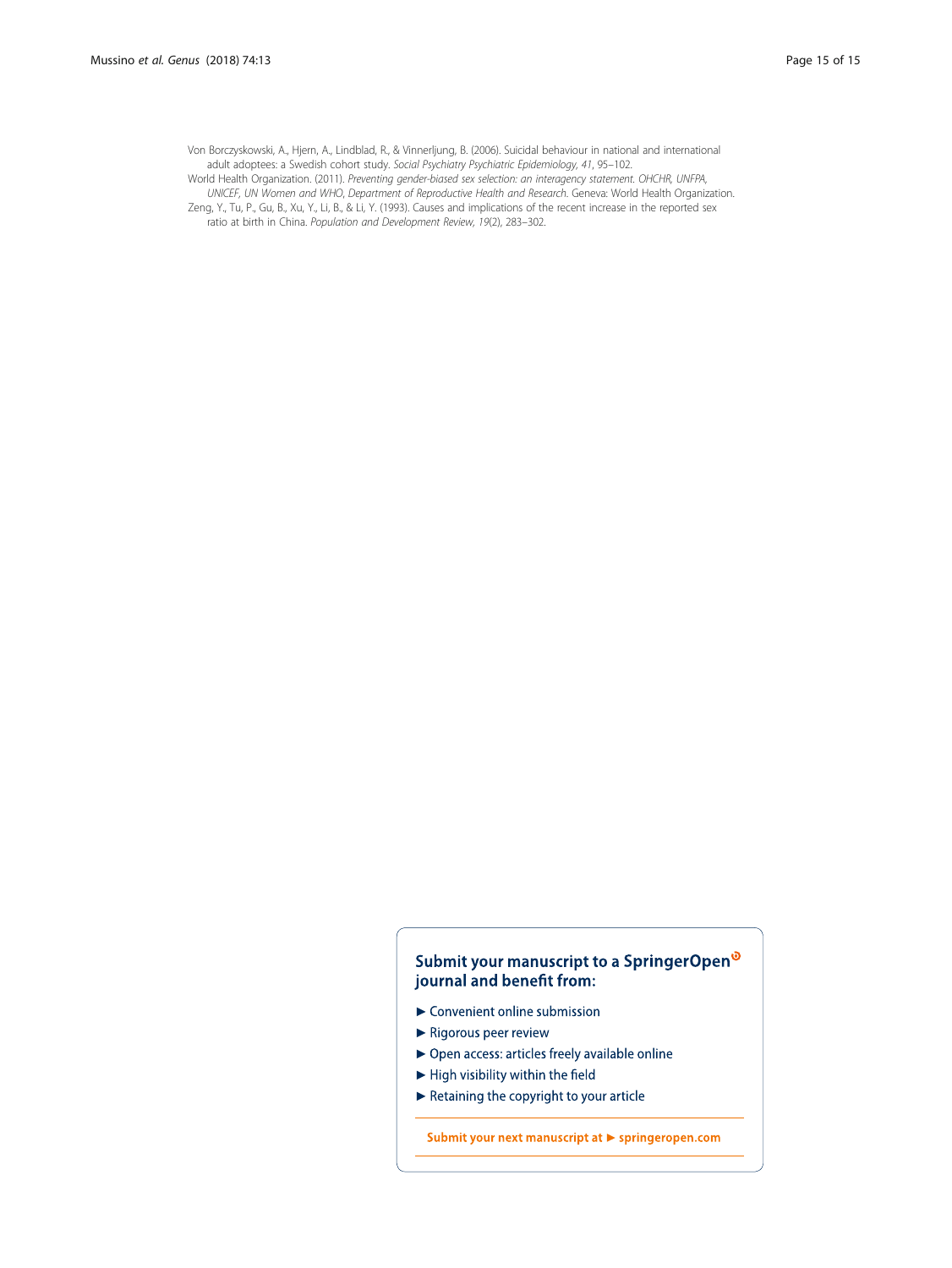Von Borczyskowski, A., Hjern, A., Lindblad, R., & Vinnerljung, B. (2006). Suicidal behaviour in national and international adult adoptees: a Swedish cohort study. *Social Psychiatry Psychiatric Epidemiology, 41*, 95–102.

World Health Organization. (2011). *Preventing gender-biased sex selection: an interagency statement. OHCHR, UNFPA, UNICEF, UN Women and WHO, Department of Reproductive Health and Research*. Geneva: World Health Organization.

Zeng, Y., Tu, P., Gu, B., Xu, Y., Li, B., & Li, Y. (1993). Causes and implications of the recent increase in the reported sex ratio at birth in China. *Population and Development Review, 19*(2), 283–302.

**Submit your manuscript to a SpringerOpen journal and benefit from:**

- ► Convenient online submission
- ► Rigorous peer review
- ► Open access: articles freely available online
- ► High visibility within the field
- ► Retaining the copyright to your article

**Submit your next manuscript at ► springeropen.com**